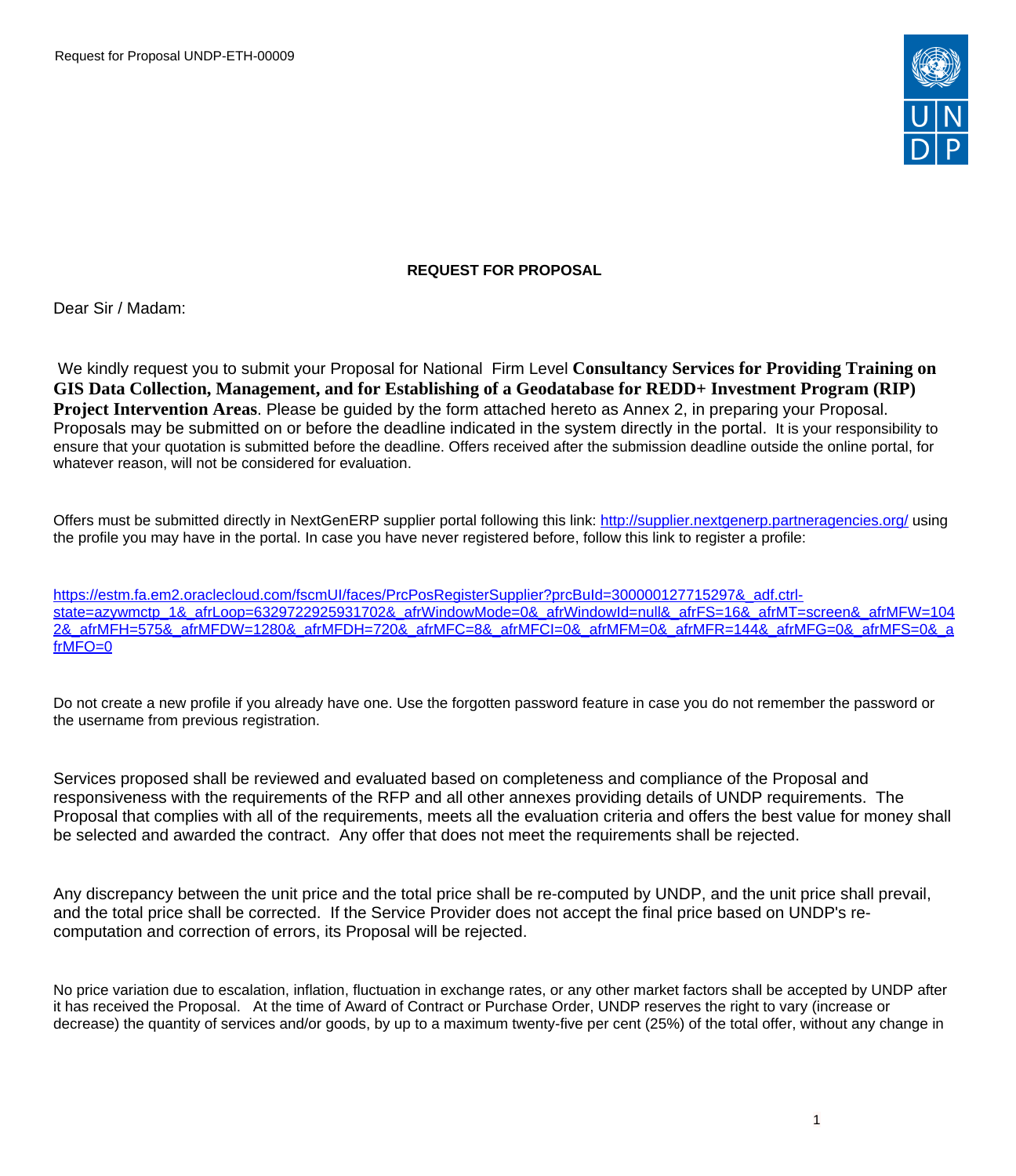**REQUEST FOR PROPOSAL**

Dear Sir / Madam:

We kindly request you to submit your Proposal for National Firm Level **Consultancy Services for Providing Training on GIS Data Collection, Management, and for Establishing of a Geodatabase for REDD+ Investment Program (RIP) Project Intervention Areas**. Please be guided by the form attached hereto as Annex 2, in preparing your Proposal. Proposals may be submitted on or before the deadline indicated in the system directly in the portal. It is your responsibility to ensure that your quotation is submitted before the deadline. Offers received after the submission deadline outside the online portal, for whatever reason, will not be considered for evaluation.

Offers must be submitted directly in NextGenERP supplier portal following this link: [http://supplier.nextgenerp.partneragencies.org/](http://supplier.nextgenerp.partneragencies.org/) using the profile you may have in the portal. In case you have never registered before, follow this link to register a profile:

[https://estm.fa.em2.oraclecloud.com/fscmUI/faces/PrcPosRegisterSupplier?prcBuId=300000127715297&_adf.ctrl-state=azywmctp_1&_afrLoop=6329722925931702&_afrWindowMode=0&_afrWindowId=null&_afrFS=16&_afrMT=screen&_afrMFW=1042&_afrMFH=575&_afrMFDW=1280&_afrMFDH=720&_afrMFC=8&_afrMFCI=0&_afrMFM=0&_afrMFR=144&_afrMFG=0&_afrMFS=0&_afrMFO=0](https://estm.fa.em2.oraclecloud.com/fscmUI/faces/PrcPosRegisterSupplier?prcBuId=300000127715297&_adf.ctrl-state=azywmctp_1&_afrLoop=6329722925931702&_afrWindowMode=0&_afrWindowId=null&_afrFS=16&_afrMT=screen&_afrMFW=1042&_afrMFH=575&_afrMFDW=1280&_afrMFDH=720&_afrMFC=8&_afrMFCI=0&_afrMFM=0&_afrMFR=144&_afrMFG=0&_afrMFS=0&_afrMFO=0)

Do not create a new profile if you already have one. Use the forgotten password feature in case you do not remember the password or the username from previous registration.

Services proposed shall be reviewed and evaluated based on completeness and compliance of the Proposal and responsiveness with the requirements of the RFP and all other annexes providing details of UNDP requirements. The Proposal that complies with all of the requirements, meets all the evaluation criteria and offers the best value for money shall be selected and awarded the contract. Any offer that does not meet the requirements shall be rejected.

Any discrepancy between the unit price and the total price shall be re-computed by UNDP, and the unit price shall prevail, and the total price shall be corrected. If the Service Provider does not accept the final price based on UNDP's re-computation and correction of errors, its Proposal will be rejected.

No price variation due to escalation, inflation, fluctuation in exchange rates, or any other market factors shall be accepted by UNDP after it has received the Proposal. At the time of Award of Contract or Purchase Order, UNDP reserves the right to vary (increase or decrease) the quantity of services and/or goods, by up to a maximum twenty-five per cent (25%) of the total offer, without any change in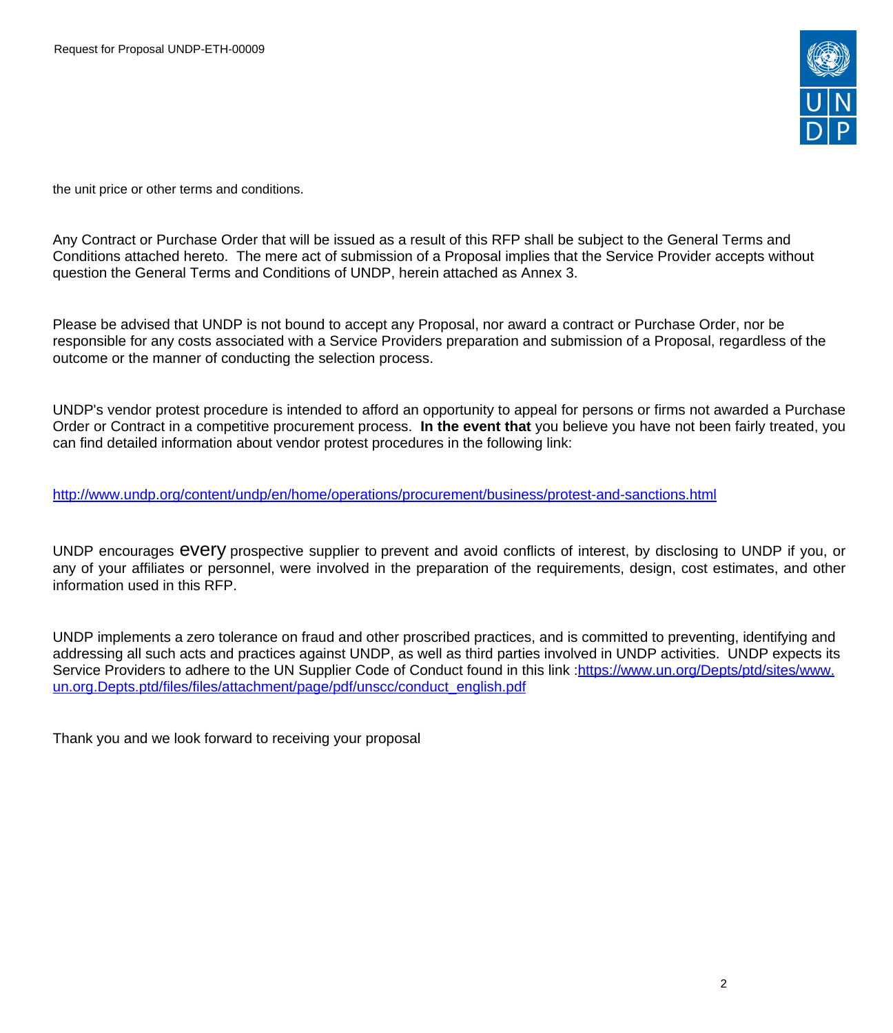the unit price or other terms and conditions.

Any Contract or Purchase Order that will be issued as a result of this RFP shall be subject to the General Terms and Conditions attached hereto. The mere act of submission of a Proposal implies that the Service Provider accepts without question the General Terms and Conditions of UNDP, herein attached as Annex 3.

Please be advised that UNDP is not bound to accept any Proposal, nor award a contract or Purchase Order, nor be responsible for any costs associated with a Service Providers preparation and submission of a Proposal, regardless of the outcome or the manner of conducting the selection process.

UNDP's vendor protest procedure is intended to afford an opportunity to appeal for persons or firms not awarded a Purchase Order or Contract in a competitive procurement process. **In the event that** you believe you have not been fairly treated, you can find detailed information about vendor protest procedures in the following link:

http://www.undp.org/content/undp/en/home/operations/procurement/business/protest-and-sanctions.html

UNDP encourages every prospective supplier to prevent and avoid conflicts of interest, by disclosing to UNDP if you, or any of your affiliates or personnel, were involved in the preparation of the requirements, design, cost estimates, and other information used in this RFP.

UNDP implements a zero tolerance on fraud and other proscribed practices, and is committed to preventing, identifying and addressing all such acts and practices against UNDP, as well as third parties involved in UNDP activities. UNDP expects its Service Providers to adhere to the UN Supplier Code of Conduct found in this link :https://www.un.org/Depts/ptd/sites/www.un.org.Depts.ptd/files/files/attachment/page/pdf/unscc/conduct_english.pdf

Thank you and we look forward to receiving your proposal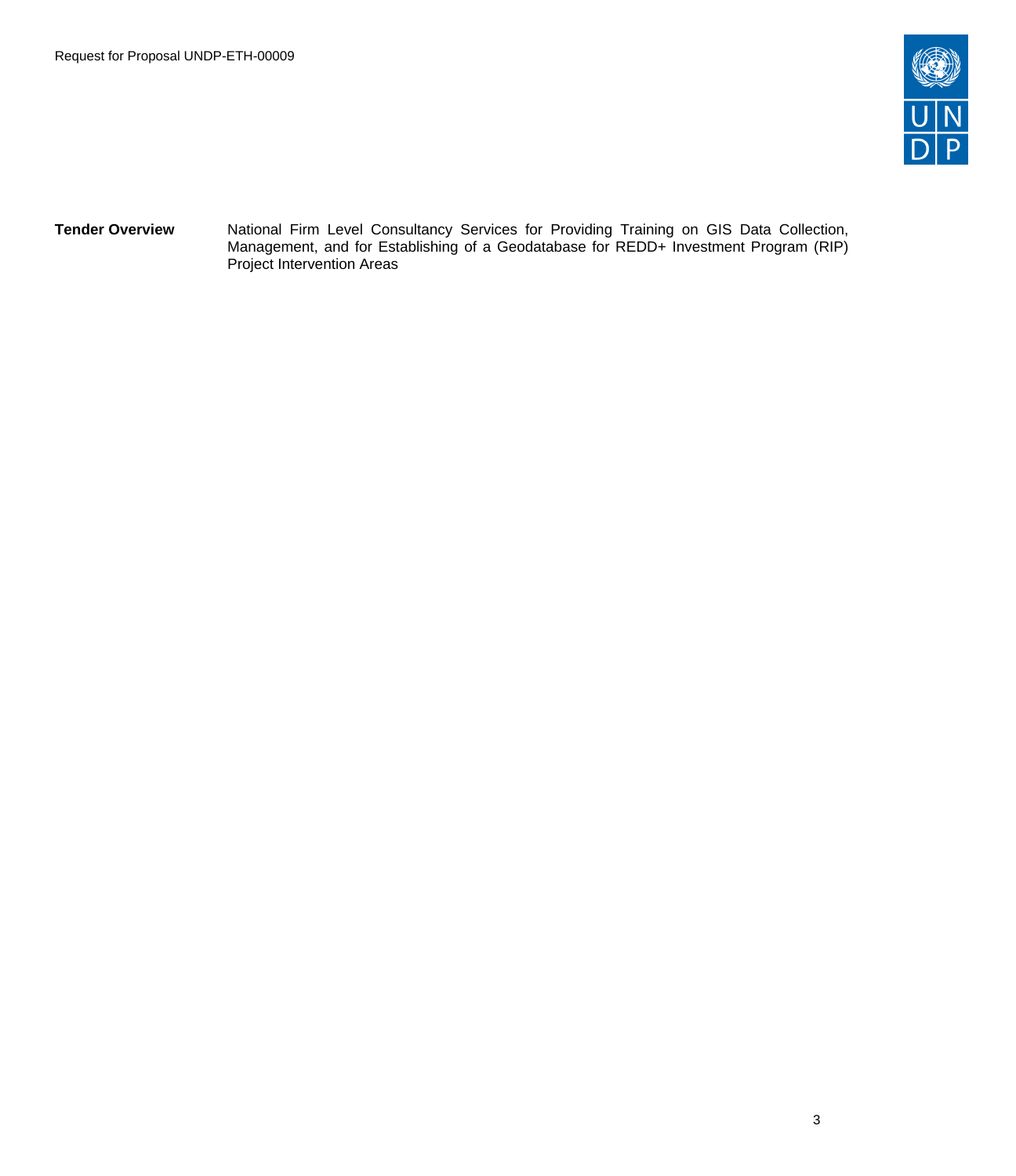| | |
|---|---|
| **Tender Overview** | National Firm Level Consultancy Services for Providing Training on GIS Data Collection, Management, and for Establishing of a Geodatabase for REDD+ Investment Program (RIP) Project Intervention Areas |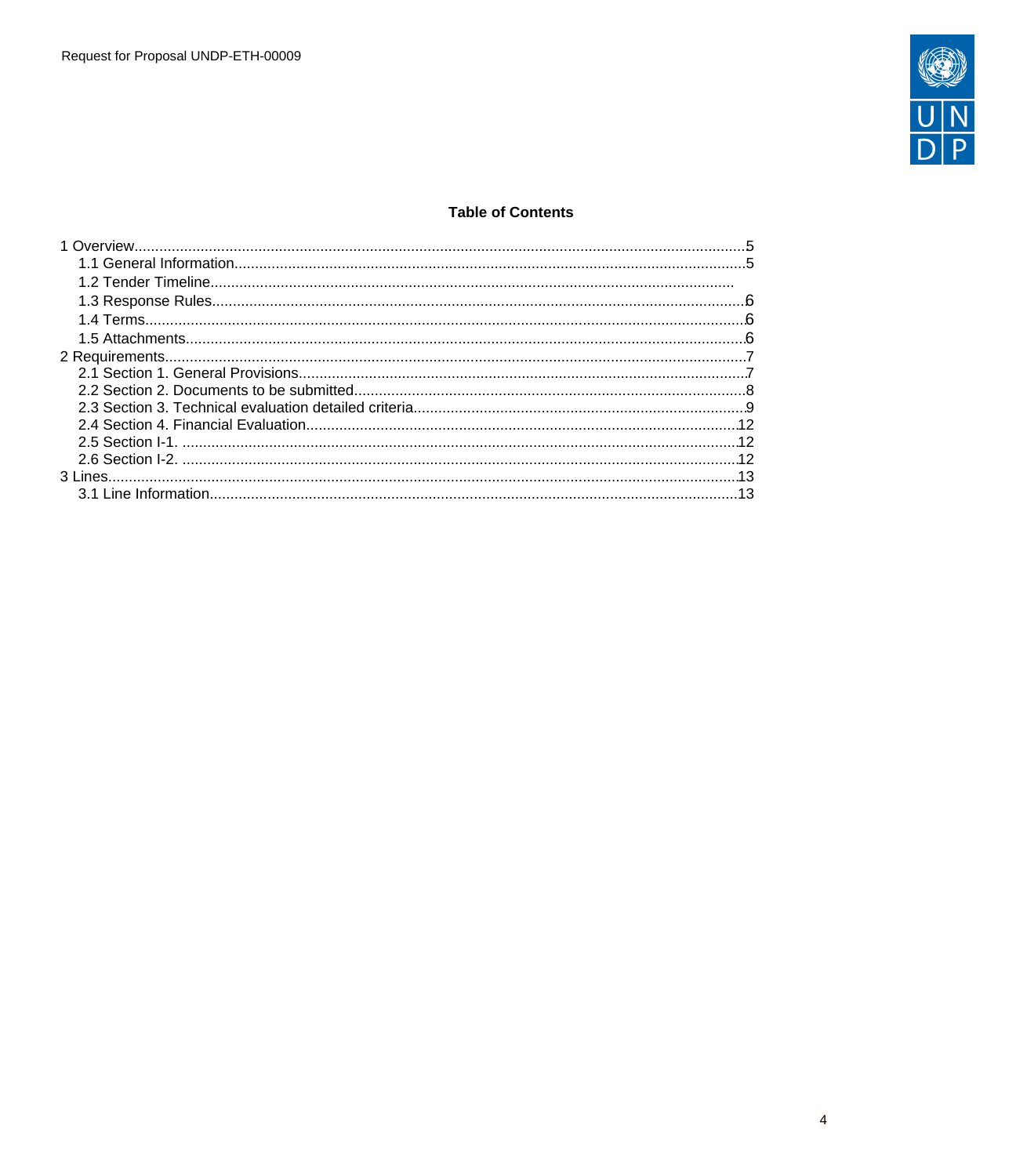**Table of Contents**

1 Overview....................................................................................................................................................5
   1.1 General Information...........................................................................................................................5
   1.2 Tender Timeline..............................................................................................................................
   1.3 Response Rules................................................................................................................................6
   1.4 Terms................................................................................................................................................6
   1.5 Attachments......................................................................................................................................6
2 Requirements............................................................................................................................................7
   2.1 Section 1. General Provisions............................................................................................................7
   2.2 Section 2. Documents to be submitted..............................................................................................8
   2.3 Section 3. Technical evaluation detailed criteria................................................................................9
   2.4 Section 4. Financial Evaluation........................................................................................................12
   2.5 Section I-1. ......................................................................................................................................12
   2.6 Section I-2. ......................................................................................................................................12
3 Lines........................................................................................................................................................13
   3.1 Line Information...............................................................................................................................13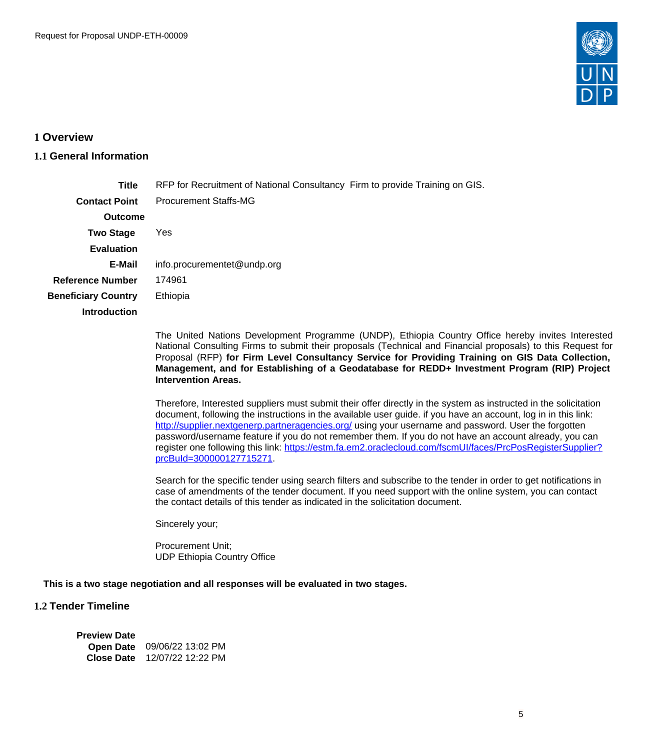# 1 Overview

## 1.1 General Information

| | |
|---|---|
| **Title** | RFP for Recruitment of National Consultancy Firm to provide Training on GIS. |
| **Contact Point** | Procurement Staffs-MG |
| **Outcome** | |
| **Two Stage** | Yes |
| **Evaluation** | |
| **E-Mail** | info.procurementet@undp.org |
| **Reference Number** | 174961 |
| **Beneficiary Country** | Ethiopia |
| **Introduction** | |

The United Nations Development Programme (UNDP), Ethiopia Country Office hereby invites Interested National Consulting Firms to submit their proposals (Technical and Financial proposals) to this Request for Proposal (RFP) **for Firm Level Consultancy Service for Providing Training on GIS Data Collection, Management, and for Establishing of a Geodatabase for REDD+ Investment Program (RIP) Project Intervention Areas.**

Therefore, Interested suppliers must submit their offer directly in the system as instructed in the solicitation document, following the instructions in the available user guide. if you have an account, log in in this link: http://supplier.nextgenerp.partneragencies.org/ using your username and password. User the forgotten password/username feature if you do not remember them. If you do not have an account already, you can register one following this link: https://estm.fa.em2.oraclecloud.com/fscmUI/faces/PrcPosRegisterSupplier?prcBuId=300000127715271.

Search for the specific tender using search filters and subscribe to the tender in order to get notifications in case of amendments of the tender document. If you need support with the online system, you can contact the contact details of this tender as indicated in the solicitation document.

Sincerely your;

Procurement Unit;
UDP Ethiopia Country Office

**This is a two stage negotiation and all responses will be evaluated in two stages.**

## 1.2 Tender Timeline

| | |
|---|---|
| **Preview Date** | |
| **Open Date** | 09/06/22 13:02 PM |
| **Close Date** | 12/07/22 12:22 PM |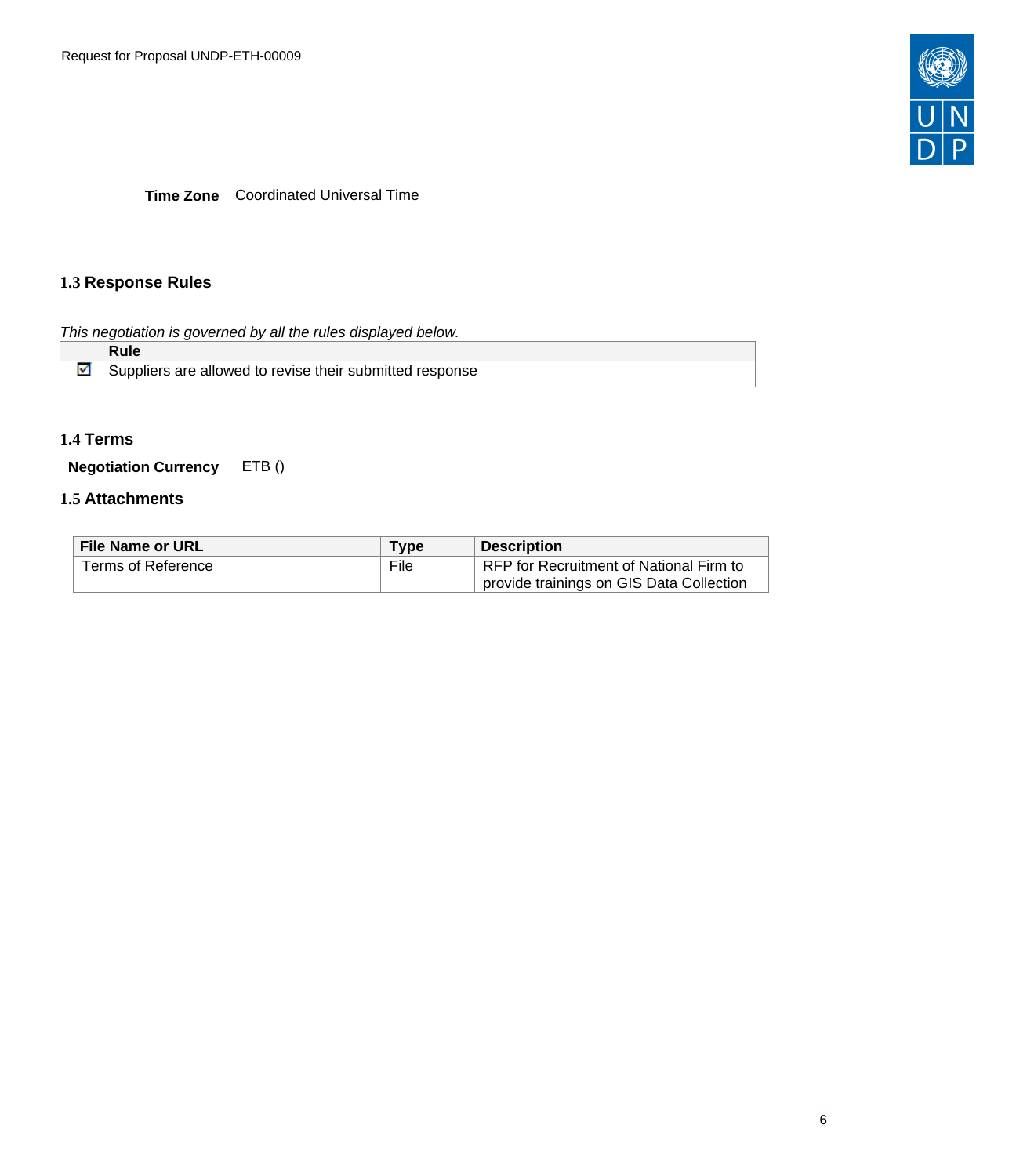**Time Zone** Coordinated Universal Time

## 1.3 Response Rules

*This negotiation is governed by all the rules displayed below.*

| | Rule |
|---|---|
| ☑ | Suppliers are allowed to revise their submitted response |

## 1.4 Terms

**Negotiation Currency** ETB ()

## 1.5 Attachments

| File Name or URL | Type | Description |
|---|---|---|
| Terms of Reference | File | RFP for Recruitment of National Firm to provide trainings on GIS Data Collection |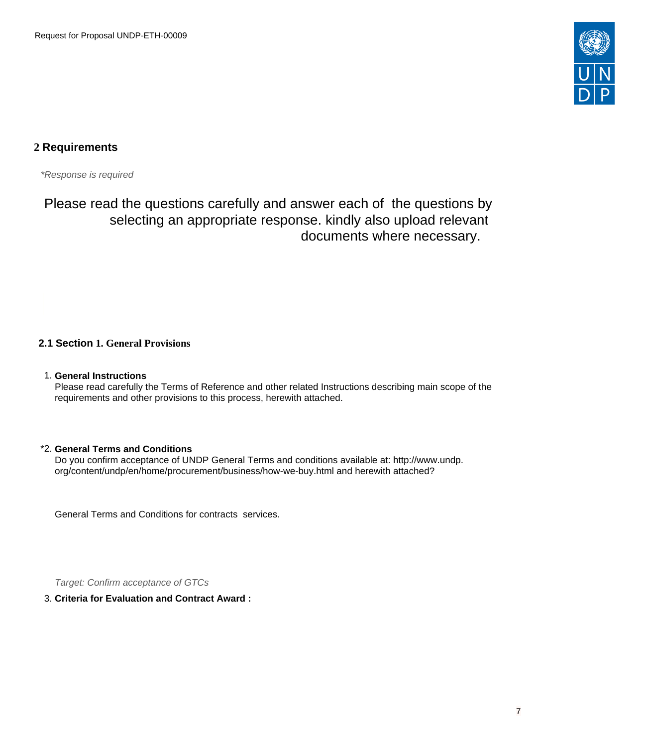## 2 Requirements

*\*Response is required*

Please read the questions carefully and answer each of the questions by selecting an appropriate response. kindly also upload relevant documents where necessary.

### 2.1 Section 1. General Provisions

1. **General Instructions**
   Please read carefully the Terms of Reference and other related Instructions describing main scope of the requirements and other provisions to this process, herewith attached.

*2. **General Terms and Conditions**
   Do you confirm acceptance of UNDP General Terms and conditions available at: http://www.undp.org/content/undp/en/home/procurement/business/how-we-buy.html and herewith attached?

   General Terms and Conditions for contracts services.

   *Target: Confirm acceptance of GTCs*

3. **Criteria for Evaluation and Contract Award :**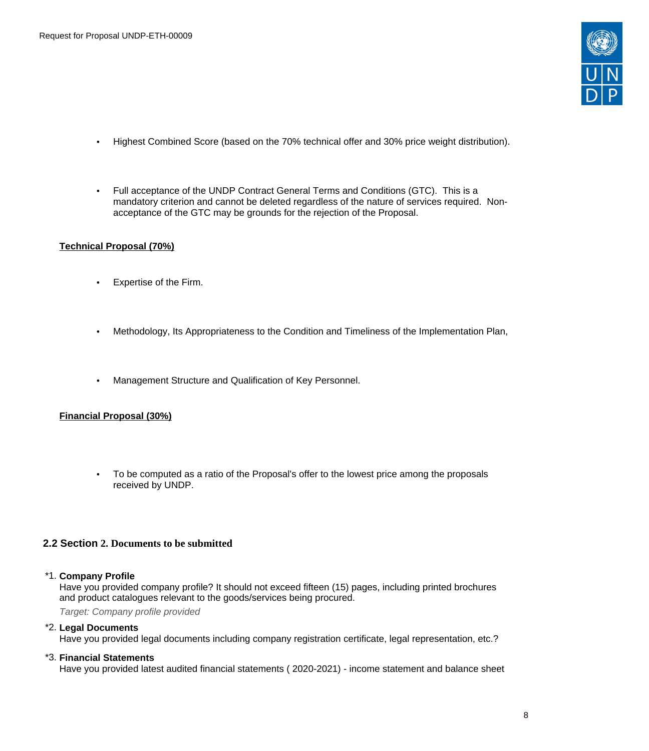- Highest Combined Score (based on the 70% technical offer and 30% price weight distribution).

- Full acceptance of the UNDP Contract General Terms and Conditions (GTC). This is a mandatory criterion and cannot be deleted regardless of the nature of services required. Non-acceptance of the GTC may be grounds for the rejection of the Proposal.

**Technical Proposal (70%)**

- Expertise of the Firm.

- Methodology, Its Appropriateness to the Condition and Timeliness of the Implementation Plan,

- Management Structure and Qualification of Key Personnel.

**Financial Proposal (30%)**

- To be computed as a ratio of the Proposal's offer to the lowest price among the proposals received by UNDP.

## 2.2 Section 2. Documents to be submitted

*1. **Company Profile**
Have you provided company profile? It should not exceed fifteen (15) pages, including printed brochures and product catalogues relevant to the goods/services being procured.
*Target: Company profile provided*

*2. **Legal Documents**
Have you provided legal documents including company registration certificate, legal representation, etc.?

*3. **Financial Statements**
Have you provided latest audited financial statements ( 2020-2021) - income statement and balance sheet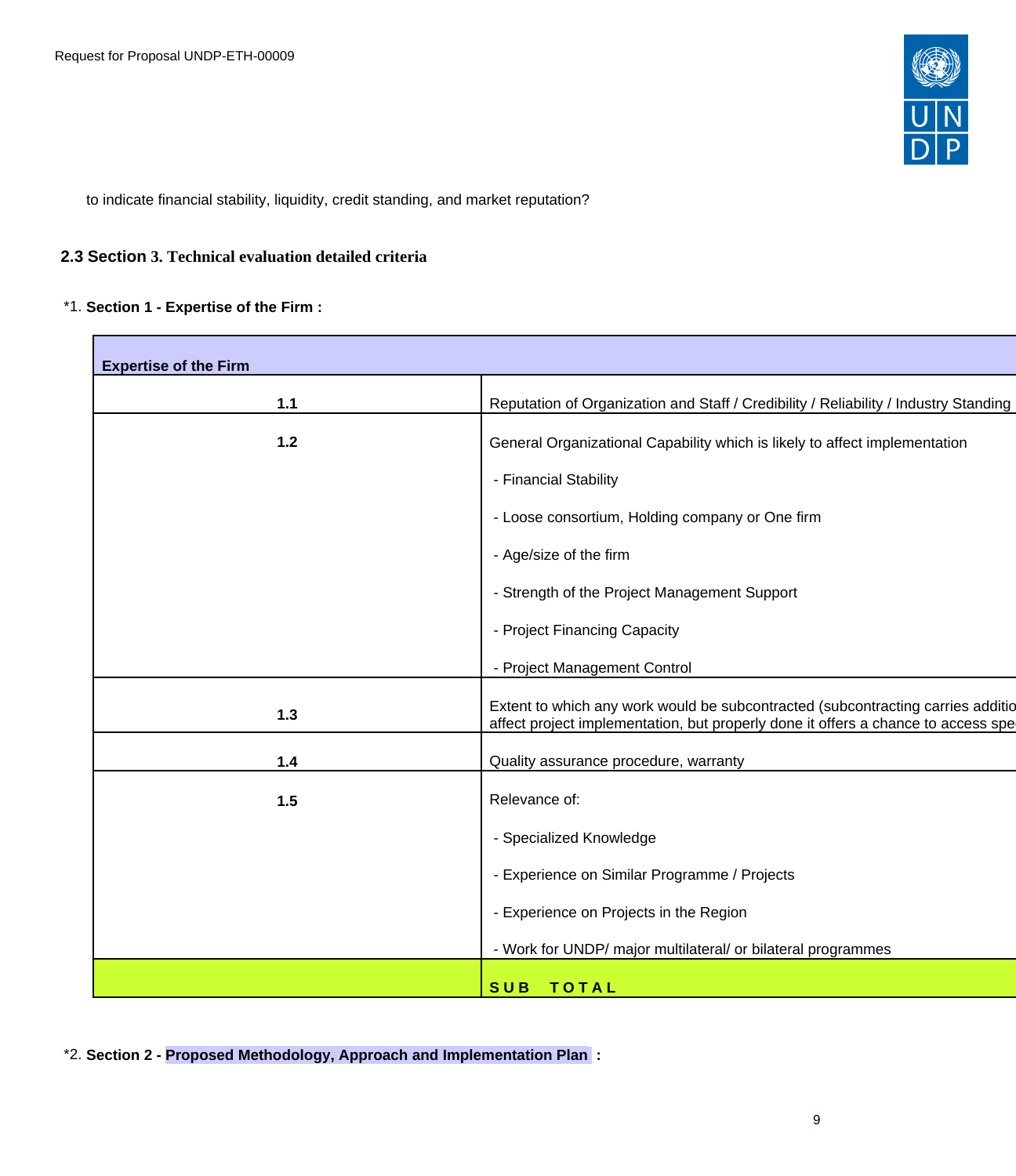to indicate financial stability, liquidity, credit standing, and market reputation?

## 2.3 Section 3. Technical evaluation detailed criteria

*1. **Section 1 - Expertise of the Firm :**

| **Expertise of the Firm** | |
|---|---|
| **1.1** | Reputation of Organization and Staff / Credibility / Reliability / Industry Standing |
| **1.2** | General Organizational Capability which is likely to affect implementation<br>- Financial Stability<br>- Loose consortium, Holding company or One firm<br>- Age/size of the firm<br>- Strength of the Project Management Support<br>- Project Financing Capacity<br>- Project Management Control |
| **1.3** | Extent to which any work would be subcontracted (subcontracting carries additio affect project implementation, but properly done it offers a chance to access spe |
| **1.4** | Quality assurance procedure, warranty |
| **1.5** | Relevance of:<br>- Specialized Knowledge<br>- Experience on Similar Programme / Projects<br>- Experience on Projects in the Region<br>- Work for UNDP/ major multilateral/ or bilateral programmes |
| | **S U B T O T A L** |

*2. **Section 2 - Proposed Methodology, Approach and Implementation Plan :**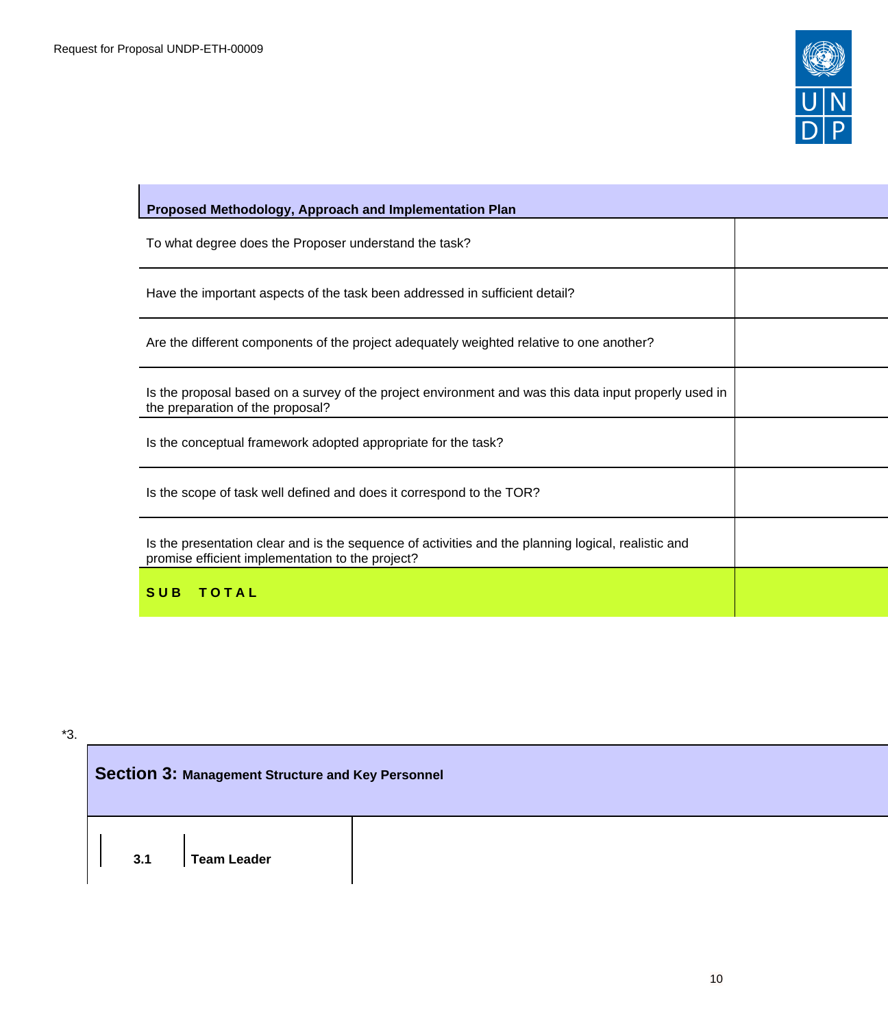| Proposed Methodology, Approach and Implementation Plan | |
|---|---|
| To what degree does the Proposer understand the task? | |
| Have the important aspects of the task been addressed in sufficient detail? | |
| Are the different components of the project adequately weighted relative to one another? | |
| Is the proposal based on a survey of the project environment and was this data input properly used in the preparation of the proposal? | |
| Is the conceptual framework adopted appropriate for the task? | |
| Is the scope of task well defined and does it correspond to the TOR? | |
| Is the presentation clear and is the sequence of activities and the planning logical, realistic and promise efficient implementation to the project? | |
| **SUB TOTAL** | |

*3.

| **Section 3:** **Management Structure and Key Personnel** | | |
|---|---|---|
| **3.1** | **Team Leader** | |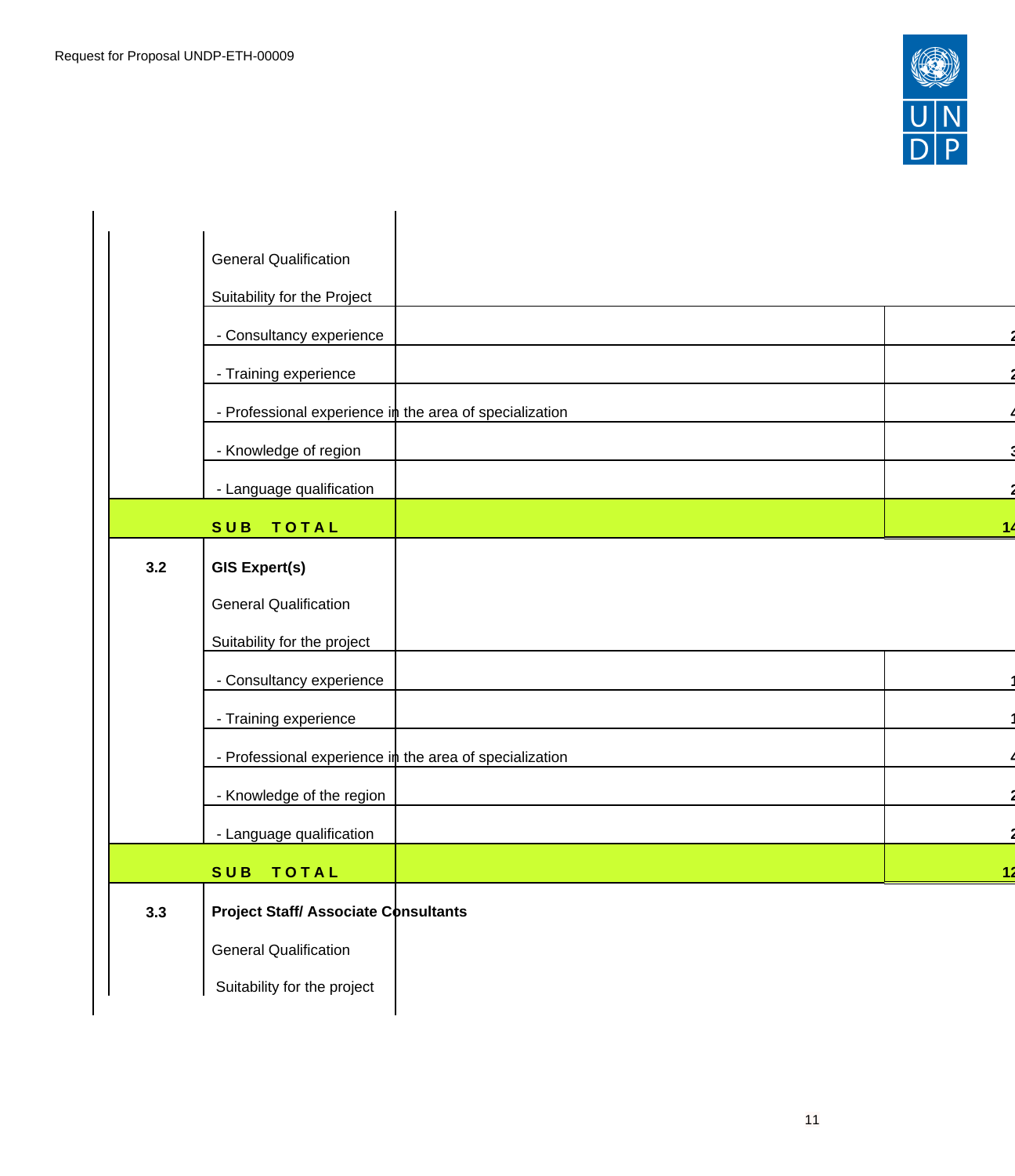| | | | |
|---|---|---|---|
| | General Qualification | | |
| | Suitability for the Project | | |
| | - Consultancy experience | | 2 |
| | - Training experience | | 2 |
| | - Professional experience in the area of specialization | | 4 |
| | - Knowledge of region | | 3 |
| | - Language qualification | | 2 |
| | **SUB TOTAL** | | **14** |
| **3.2** | **GIS Expert(s)** | | |
| | General Qualification | | |
| | Suitability for the project | | |
| | - Consultancy experience | | 1 |
| | - Training experience | | 1 |
| | - Professional experience in the area of specialization | | 4 |
| | - Knowledge of the region | | 2 |
| | - Language qualification | | 2 |
| | **SUB TOTAL** | | **12** |
| **3.3** | **Project Staff/ Associate Consultants** | | |
| | General Qualification | | |
| | Suitability for the project | | |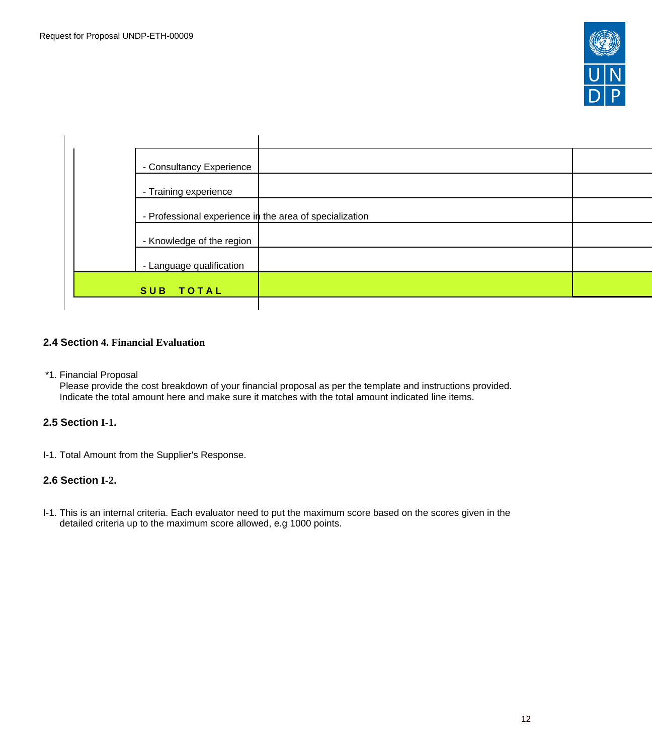| | | |
|---|---|---|
| - Consultancy Experience | | |
| - Training experience | | |
| - Professional experience in the area of specialization | | |
| - Knowledge of the region | | |
| - Language qualification | | |
| **SUB TOTAL** | | |

### 2.4 Section 4. Financial Evaluation

*1. Financial Proposal
Please provide the cost breakdown of your financial proposal as per the template and instructions provided. Indicate the total amount here and make sure it matches with the total amount indicated line items.

### 2.5 Section I-1.

I-1. Total Amount from the Supplier's Response.

### 2.6 Section I-2.

I-1. This is an internal criteria. Each evaluator need to put the maximum score based on the scores given in the detailed criteria up to the maximum score allowed, e.g 1000 points.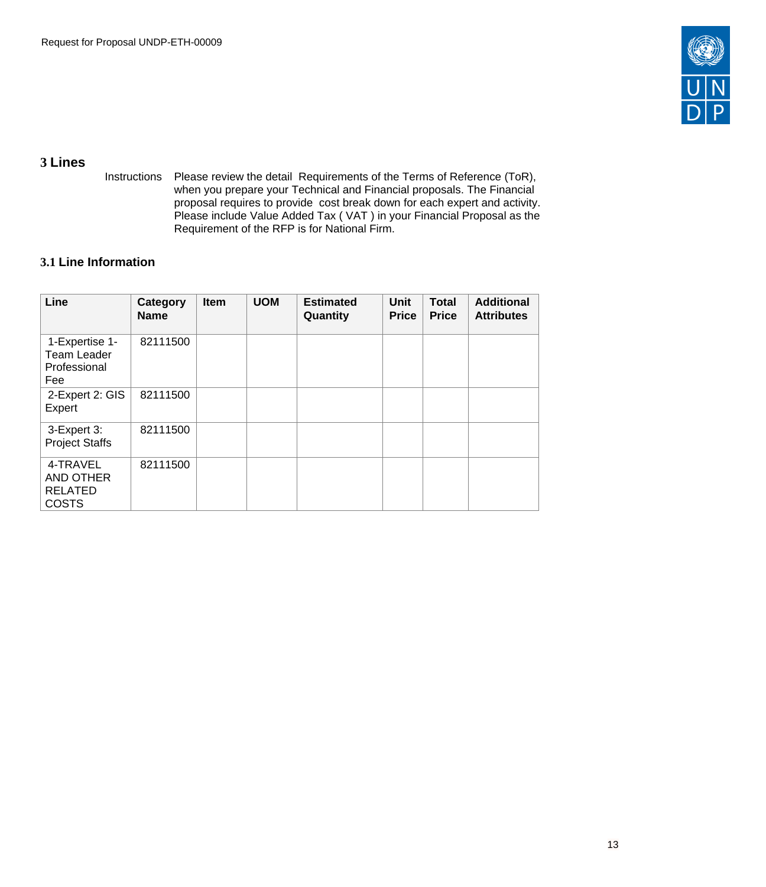## 3 Lines

Instructions Please review the detail Requirements of the Terms of Reference (ToR), when you prepare your Technical and Financial proposals. The Financial proposal requires to provide cost break down for each expert and activity. Please include Value Added Tax ( VAT ) in your Financial Proposal as the Requirement of the RFP is for National Firm.

### 3.1 Line Information

| Line | Category Name | Item | UOM | Estimated Quantity | Unit Price | Total Price | Additional Attributes |
|---|---|---|---|---|---|---|---|
| 1-Expertise 1- Team Leader Professional Fee | 82111500 | | | | | | |
| 2-Expert 2: GIS Expert | 82111500 | | | | | | |
| 3-Expert 3: Project Staffs | 82111500 | | | | | | |
| 4-TRAVEL AND OTHER RELATED COSTS | 82111500 | | | | | | |